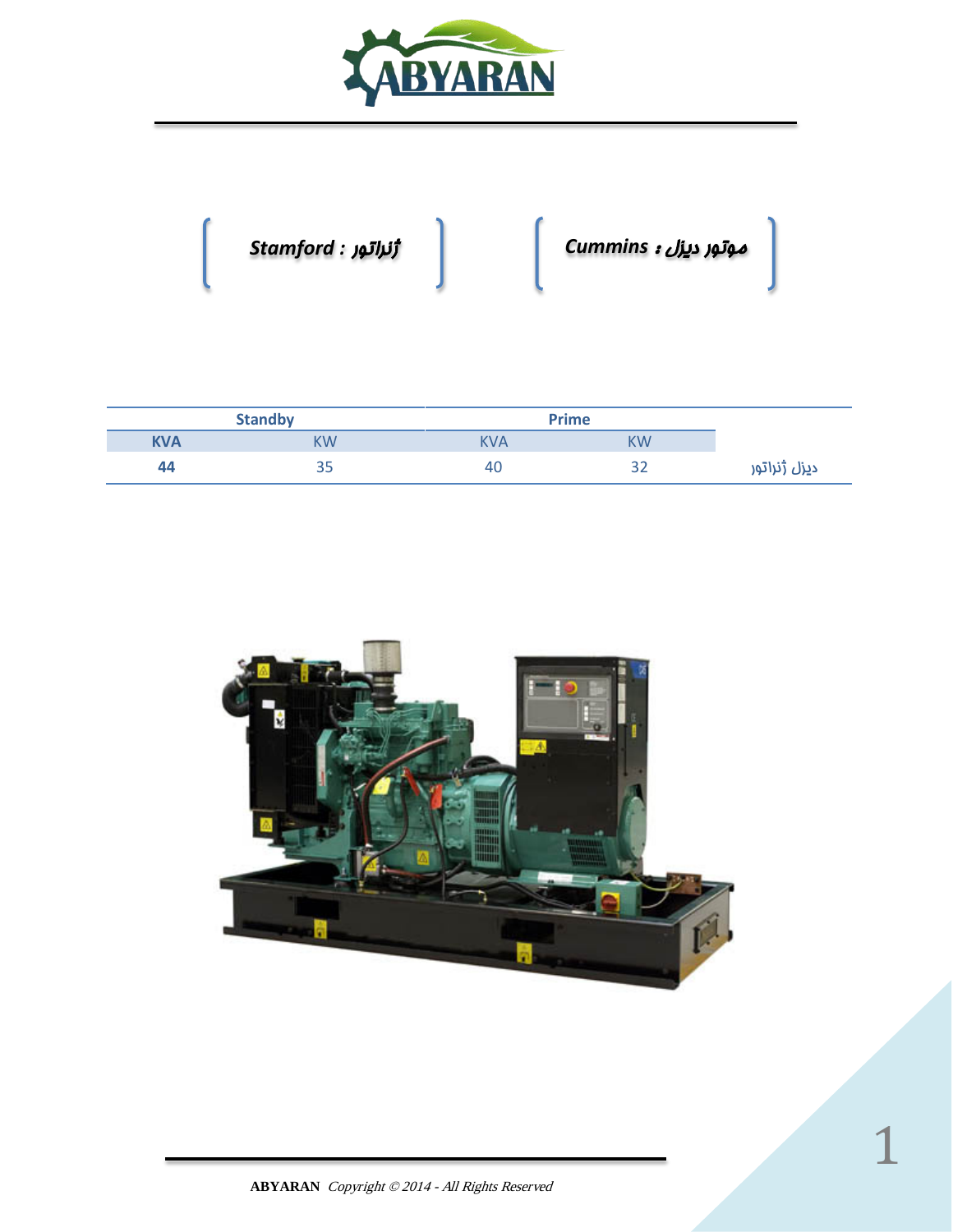# ABYARAN

موتور دیزل : Cummins

ژنراتور : Stamford

| | Prime | | Standby | |
|---|---|---|---|---|
| | KW | KVA | KW | KVA |
| دیزل ژنراتور | 32 | 40 | 35 | **44** |

**ABYARAN** *Copyright © 2014 - All Rights Reserved*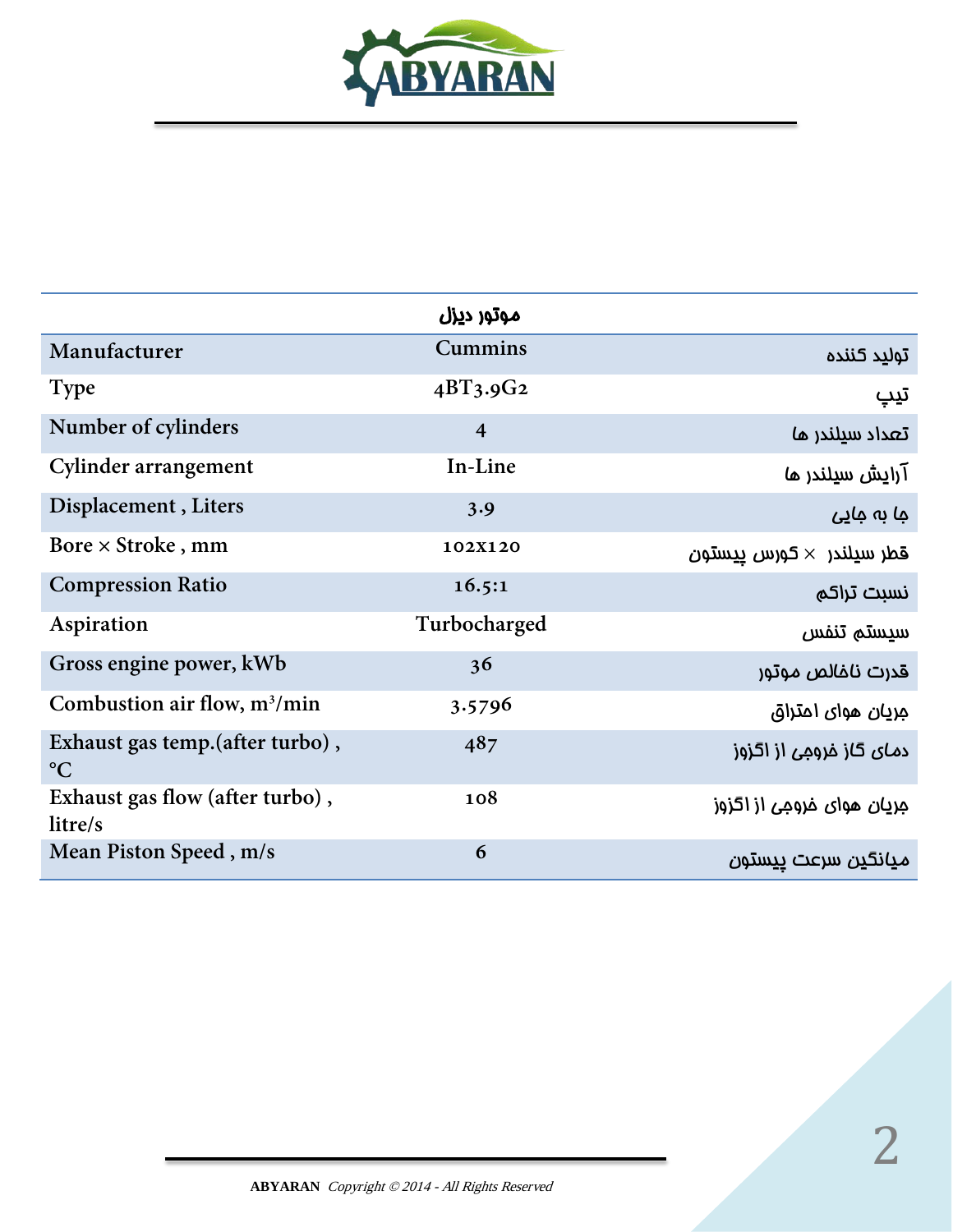| | موتور دیزل | |
|---|---|---|
| Manufacturer | Cummins | تولید کننده |
| Type | 4BT3.9G2 | تیپ |
| Number of cylinders | 4 | تعداد سیلندر ها |
| Cylinder arrangement | In-Line | آرایش سیلندر ها |
| Displacement , Liters | 3.9 | جا به جایی |
| Bore × Stroke , mm | 102x120 | قطر سیلندر × کورس پیستون |
| Compression Ratio | 16.5:1 | نسبت تراکم |
| Aspiration | Turbocharged | سیستم تنفس |
| Gross engine power, kWb | 36 | قدرت ناخالص موتور |
| Combustion air flow, $m^3$/min | 3.5796 | جریان هوای احتراق |
| Exhaust gas temp.(after turbo) , °C | 487 | دمای گاز خروجی از اگزوز |
| Exhaust gas flow (after turbo) , litre/s | 108 | جریان هوای خروجی از اگزوز |
| Mean Piston Speed , m/s | 6 | میانگین سرعت پیستون |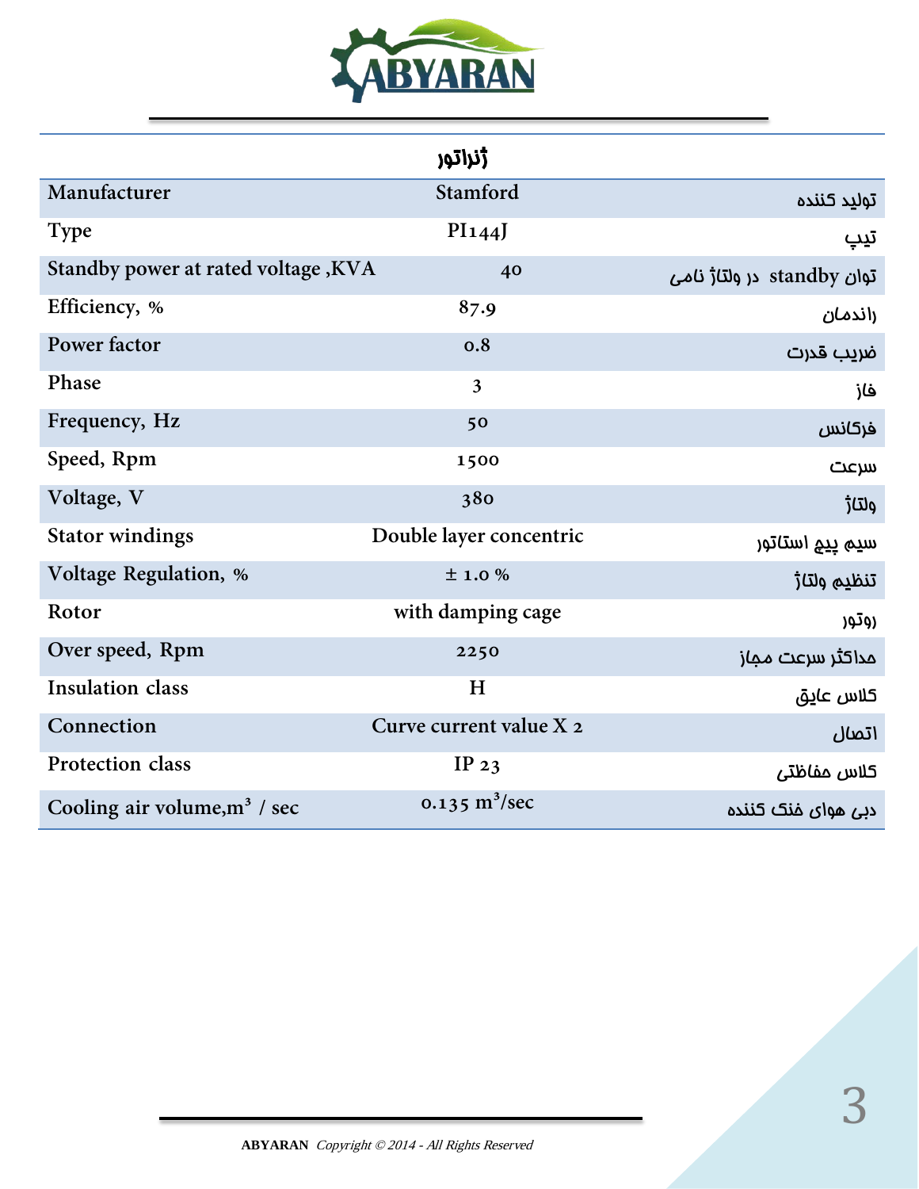| ژنراتور | | |
|---|---|---|
| Manufacturer | Stamford | تولید کننده |
| Type | PI144J | تیپ |
| Standby power at rated voltage ,KVA | 40 | توان standby در ولتاژ نامی |
| Efficiency, % | 87.9 | راندمان |
| Power factor | 0.8 | ضریب قدرت |
| Phase | 3 | فاز |
| Frequency, Hz | 50 | فرکانس |
| Speed, Rpm | 1500 | سرعت |
| Voltage, V | 380 | ولتاژ |
| Stator windings | Double layer concentric | سیم پیچ استاتور |
| Voltage Regulation, % | ± 1.0 % | تنظیم ولتاژ |
| Rotor | with damping cage | روتور |
| Over speed, Rpm | 2250 | حداکثر سرعت مجاز |
| Insulation class | H | کلاس عایق |
| Connection | Curve current value X 2 | اتصال |
| Protection class | IP 23 | کلاس حفاظتی |
| Cooling air volume,$m^3$ / sec | 0.135 $m^3$/sec | دبی هوای خنک کننده |

**ABYARAN** *Copyright © 2014 - All Rights Reserved*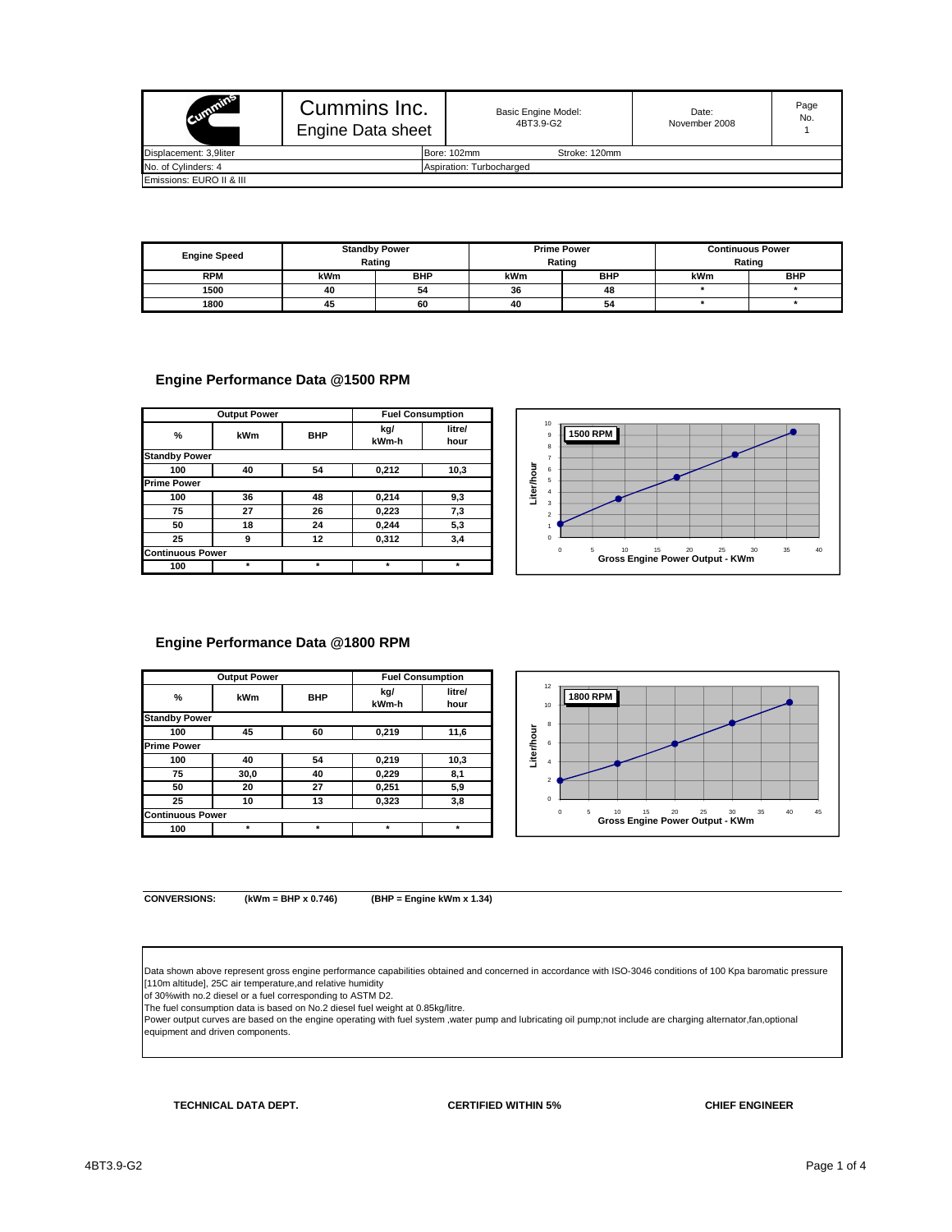| Cummins Inc. Engine Data sheet | Basic Engine Model: 4BT3.9-G2 | Date: November 2008 | Page No. 1 |
|---|---|---|---|
| Displacement: 3,9liter | Bore: 102mm | Stroke: 120mm | |
| No. of Cylinders: 4 | Aspiration: Turbocharged | | |
| Emissions: EURO II & III | | | |

| Engine Speed | Standby Power Rating | | Prime Power Rating | | Continuous Power Rating | |
|---|---|---|---|---|---|---|
| RPM | kWm | BHP | kWm | BHP | kWm | BHP |
| 1500 | 40 | 54 | 36 | 48 | * | * |
| 1800 | 45 | 60 | 40 | 54 | * | * |

## Engine Performance Data @1500 RPM

| Output Power | | | Fuel Consumption | |
|---|---|---|---|---|
| % | kWm | BHP | kg/ kWm-h | litre/ hour |
| **Standby Power** | | | | |
| 100 | 40 | 54 | 0,212 | 10,3 |
| **Prime Power** | | | | |
| 100 | 36 | 48 | 0,214 | 9,3 |
| 75 | 27 | 26 | 0,223 | 7,3 |
| 50 | 18 | 24 | 0,244 | 5,3 |
| 25 | 9 | 12 | 0,312 | 3,4 |
| **Continuous Power** | | | | |
| 100 | * | * | * | * |

1500 RPM

Liter/hour

Gross Engine Power Output - KWm

## Engine Performance Data @1800 RPM

| Output Power | | | Fuel Consumption | |
|---|---|---|---|---|
| % | kWm | BHP | kg/ kWm-h | litre/ hour |
| **Standby Power** | | | | |
| 100 | 45 | 60 | 0,219 | 11,6 |
| **Prime Power** | | | | |
| 100 | 40 | 54 | 0,219 | 10,3 |
| 75 | 30,0 | 40 | 0,229 | 8,1 |
| 50 | 20 | 27 | 0,251 | 5,9 |
| 25 | 10 | 13 | 0,323 | 3,8 |
| **Continuous Power** | | | | |
| 100 | * | * | * | * |

1800 RPM

Liter/hour

Gross Engine Power Output - KWm

**CONVERSIONS:** **(kWm = BHP x 0.746)** **(BHP = Engine kWm x 1.34)**

Data shown above represent gross engine performance capabilities obtained and concerned in accordance with ISO-3046 conditions of 100 Kpa baromatic pressure [110m altitude], 25C air temperature,and relative humidity
of 30%with no.2 diesel or a fuel corresponding to ASTM D2.
The fuel consumption data is based on No.2 diesel fuel weight at 0.85kg/litre.
Power output curves are based on the engine operating with fuel system ,water pump and lubricating oil pump;not include are charging alternator,fan,optional equipment and driven components.

**TECHNICAL DATA DEPT.** **CERTIFIED WITHIN 5%** **CHIEF ENGINEER**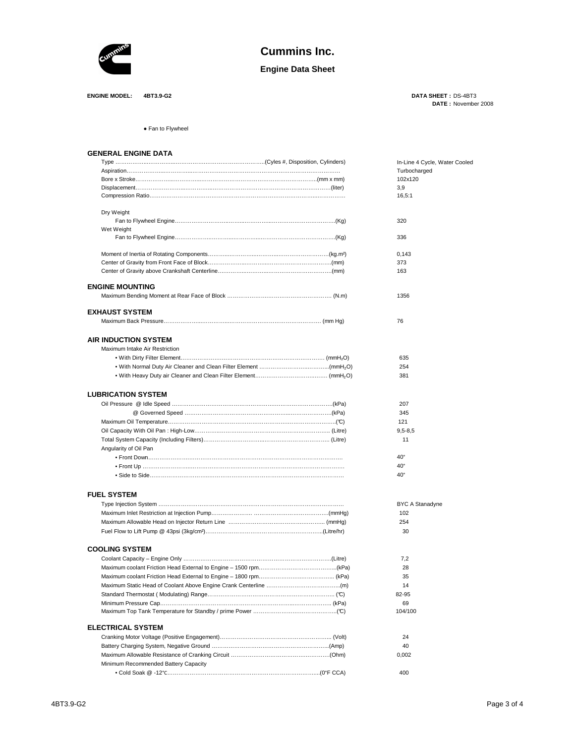# Cummins Inc.

## Engine Data Sheet

**ENGINE MODEL:** **4BT3.9-G2**

**DATA SHEET :** DS-4BT3
**DATE :** November 2008

● Fan to Flywheel

### GENERAL ENGINE DATA

| | |
|---|---|
| Type ……(Cyles #, Disposition, Cylinders) | In-Line 4 Cycle, Water Cooled |
| Aspiration…… | Turbocharged |
| Bore x Stroke……(mm x mm) | 102x120 |
| Displacement……(liter) | 3,9 |
| Compression Ratio…… | 16,5:1 |
| Dry Weight | |
| Fan to Flywheel Engine……(Kg) | 320 |
| Wet Weight | |
| Fan to Flywheel Engine……(Kg) | 336 |
| Moment of Inertia of Rotating Components……(kg.m²) | 0,143 |
| Center of Gravity from Front Face of Block……(mm) | 373 |
| Center of Gravity above Crankshaft Centerline……(mm) | 163 |

### ENGINE MOUNTING

| | |
|---|---|
| Maximum Bending Moment at Rear Face of Block …… (N.m) | 1356 |

### EXHAUST SYSTEM

| | |
|---|---|
| Maximum Back Pressure…… (mm Hg) | 76 |

### AIR INDUCTION SYSTEM

| | |
|---|---|
| Maximum Intake Air Restriction | |
| • With Dirty Filter Element…… ($mmH_2O$) | 635 |
| • With Normal Duty Air Cleaner and Clean Filter Element ……($mmH_2O$) | 254 |
| • With Heavy Duty air Cleaner and Clean Filter Element…… ($mmH_2O$) | 381 |

### LUBRICATION SYSTEM

| | |
|---|---|
| Oil Pressure @ Idle Speed ……(kPa) | 207 |
| @ Governed Speed ……(kPa) | 345 |
| Maximum Oil Temperature……(℃) | 121 |
| Oil Capacity With Oil Pan : High-Low…… (Litre) | 9,5-8,5 |
| Total System Capacity (Including Filters)…… (Litre) | 11 |
| Angularity of Oil Pan | |
| • Front Down…… | 40° |
| • Front Up …… | 40° |
| • Side to Side…… | 40° |

### FUEL SYSTEM

| | |
|---|---|
| Type Injection System …… | BYC A Stanadyne |
| Maximum Inlet Restriction at Injection Pump……(mmHg) | 102 |
| Maximum Allowable Head on Injector Return Line …… (mmHg) | 254 |
| Fuel Flow to Lift Pump @ 43psi (3kg/cm²)……(Litre/hr) | 30 |

### COOLING SYSTEM

| | |
|---|---|
| Coolant Capacity – Engine Only ……(Litre) | 7,2 |
| Maximum coolant Friction Head External to Engine – 1500 rpm……(kPa) | 28 |
| Maximum coolant Friction Head External to Engine – 1800 rpm…… (kPa) | 35 |
| Maximum Static Head of Coolant Above Engine Crank Centerline ……(m) | 14 |
| Standard Thermostat ( Modulating) Range…… (℃) | 82-95 |
| Minimum Pressure Cap…… (kPa) | 69 |
| Maximum Top Tank Temperature for Standby / prime Power ……(℃) | 104/100 |

### ELECTRICAL SYSTEM

| | |
|---|---|
| Cranking Motor Voltage (Positive Engagement)…… (Volt) | 24 |
| Battery Charging System, Negative Ground ……(Amp) | 40 |
| Maximum Allowable Resistance of Cranking Circuit ……(Ohm) | 0,002 |
| Minimum Recommended Battery Capacity | |
| • Cold Soak @ -12℃……(0°F CCA) | 400 |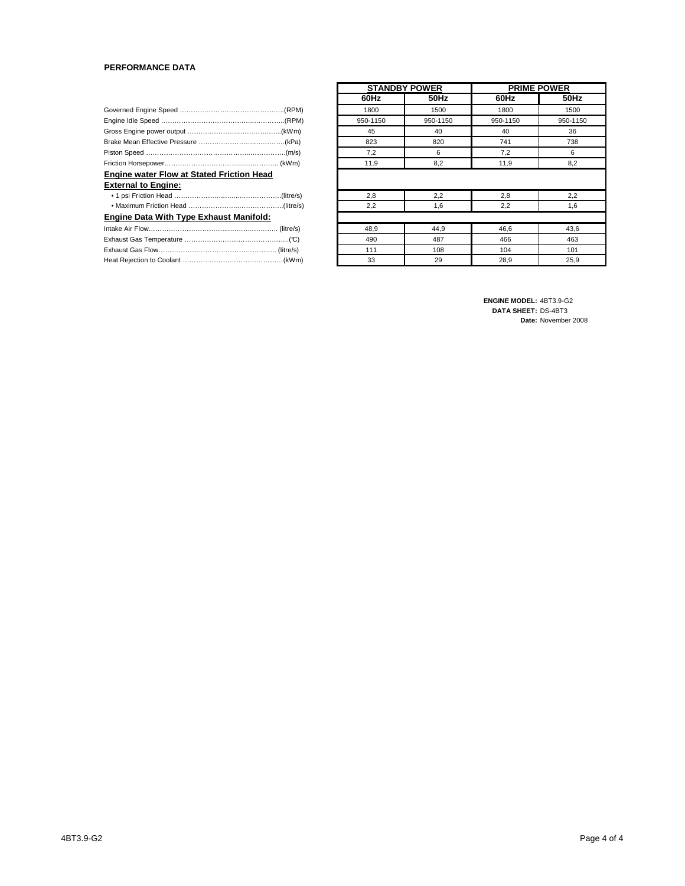**PERFORMANCE DATA**

| | STANDBY POWER | | PRIME POWER | |
|---|---|---|---|---|
| | 60Hz | 50Hz | 60Hz | 50Hz |
| Governed Engine Speed ……………………………………….(RPM) | 1800 | 1500 | 1800 | 1500 |
| Engine Idle Speed ……………………………………………….(RPM) | 950-1150 | 950-1150 | 950-1150 | 950-1150 |
| Gross Engine power output …………………………………..(kWm) | 45 | 40 | 40 | 36 |
| Brake Mean Effective Pressure …………………………………(kPa) | 823 | 820 | 741 | 738 |
| Piston Speed …………………………………………………….(m/s) | 7,2 | 6 | 7,2 | 6 |
| Friction Horsepower…………………………………………….. (kWm) | 11,9 | 8,2 | 11,9 | 8,2 |
| **Engine water Flow at Stated Friction Head External to Engine:** | | | | |
| • 1 psi Friction Head ……………………………………….(litre/s) | 2,8 | 2,2 | 2,8 | 2,2 |
| • Maximum Friction Head ………………………………….(litre/s) | 2,2 | 1,6 | 2,2 | 1,6 |
| **Engine Data With Type Exhaust Manifold:** | | | | |
| Intake Air Flow…………………………………………………. (litre/s) | 48,9 | 44,9 | 46,6 | 43,6 |
| Exhaust Gas Temperature ………………………………………(℃) | 490 | 487 | 466 | 463 |
| Exhaust Gas Flow……………………………………………… (litre/s) | 111 | 108 | 104 | 101 |
| Heat Rejection to Coolant ……………………………………..(kWm) | 33 | 29 | 28,9 | 25,9 |

**ENGINE MODEL:** 4BT3.9-G2
**DATA SHEET:** DS-4BT3
**Date:** November 2008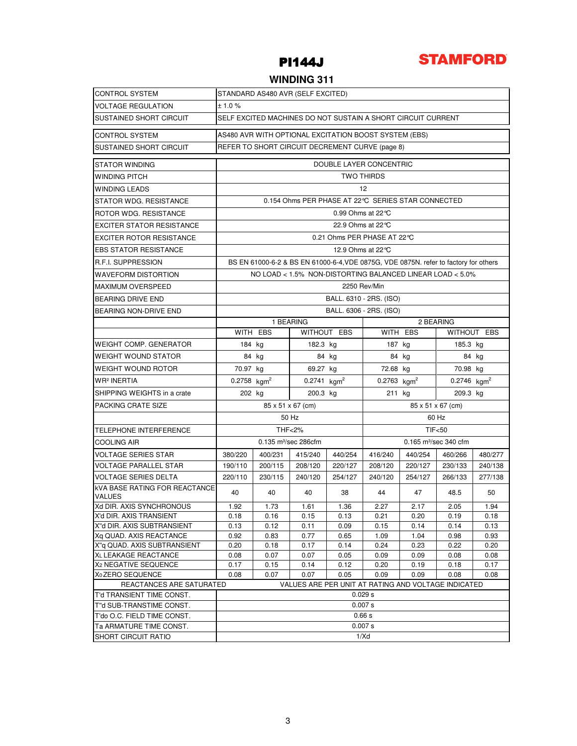# PI144J

**STAMFORD**

## WINDING 311

| | |
|---|---|
| CONTROL SYSTEM | STANDARD AS480 AVR (SELF EXCITED) |
| VOLTAGE REGULATION | ± 1.0 % |
| SUSTAINED SHORT CIRCUIT | SELF EXCITED MACHINES DO NOT SUSTAIN A SHORT CIRCUIT CURRENT |

| | |
|---|---|
| CONTROL SYSTEM | AS480 AVR WITH OPTIONAL EXCITATION BOOST SYSTEM (EBS) |
| SUSTAINED SHORT CIRCUIT | REFER TO SHORT CIRCUIT DECREMENT CURVE (page 8) |

| | | | | | | | | |
|---|---|---|---|---|---|---|---|---|
| STATOR WINDING | DOUBLE LAYER CONCENTRIC | | | | | | | |
| WINDING PITCH | TWO THIRDS | | | | | | | |
| WINDING LEADS | 12 | | | | | | | |
| STATOR WDG. RESISTANCE | 0.154 Ohms PER PHASE AT 22°C SERIES STAR CONNECTED | | | | | | | |
| ROTOR WDG. RESISTANCE | 0.99 Ohms at 22°C | | | | | | | |
| EXCITER STATOR RESISTANCE | 22.9 Ohms at 22°C | | | | | | | |
| EXCITER ROTOR RESISTANCE | 0.21 Ohms PER PHASE AT 22°C | | | | | | | |
| EBS STATOR RESISTANCE | 12.9 Ohms at 22°C | | | | | | | |
| R.F.I. SUPPRESSION | BS EN 61000-6-2 & BS EN 61000-6-4,VDE 0875G, VDE 0875N. refer to factory for others | | | | | | | |
| WAVEFORM DISTORTION | NO LOAD < 1.5% NON-DISTORTING BALANCED LINEAR LOAD < 5.0% | | | | | | | |
| MAXIMUM OVERSPEED | 2250 Rev/Min | | | | | | | |
| BEARING DRIVE END | BALL. 6310 - 2RS. (ISO) | | | | | | | |
| BEARING NON-DRIVE END | BALL. 6306 - 2RS. (ISO) | | | | | | | |
| | 1 BEARING | | | | 2 BEARING | | | |
| | WITH EBS | | WITHOUT EBS | | WITH EBS | | WITHOUT EBS | |
| WEIGHT COMP. GENERATOR | 184 kg | | 182.3 kg | | 187 kg | | 185.3 kg | |
| WEIGHT WOUND STATOR | 84 kg | | 84 kg | | 84 kg | | 84 kg | |
| WEIGHT WOUND ROTOR | 70.97 kg | | 69.27 kg | | 72.68 kg | | 70.98 kg | |
| $WR^2$ INERTIA | 0.2758 $kgm^2$ | | 0.2741 $kgm^2$ | | 0.2763 $kgm^2$ | | 0.2746 $kgm^2$ | |
| SHIPPING WEIGHTS in a crate | 202 kg | | 200.3 kg | | 211 kg | | 209.3 kg | |
| PACKING CRATE SIZE | 85 x 51 x 67 (cm) | | | | 85 x 51 x 67 (cm) | | | |
| | 50 Hz | | | | 60 Hz | | | |
| TELEPHONE INTERFERENCE | THF<2% | | | | TIF<50 | | | |
| COOLING AIR | 0.135 $m^3$/sec 286cfm | | | | 0.165 $m^3$/sec 340 cfm | | | |
| VOLTAGE SERIES STAR | 380/220 | 400/231 | 415/240 | 440/254 | 416/240 | 440/254 | 460/266 | 480/277 |
| VOLTAGE PARALLEL STAR | 190/110 | 200/115 | 208/120 | 220/127 | 208/120 | 220/127 | 230/133 | 240/138 |
| VOLTAGE SERIES DELTA | 220/110 | 230/115 | 240/120 | 254/127 | 240/120 | 254/127 | 266/133 | 277/138 |
| kVA BASE RATING FOR REACTANCE VALUES | 40 | 40 | 40 | 38 | 44 | 47 | 48.5 | 50 |
| Xd DIR. AXIS SYNCHRONOUS | 1.92 | 1.73 | 1.61 | 1.36 | 2.27 | 2.17 | 2.05 | 1.94 |
| X'd DIR. AXIS TRANSIENT | 0.18 | 0.16 | 0.15 | 0.13 | 0.21 | 0.20 | 0.19 | 0.18 |
| X''d DIR. AXIS SUBTRANSIENT | 0.13 | 0.12 | 0.11 | 0.09 | 0.15 | 0.14 | 0.14 | 0.13 |
| Xq QUAD. AXIS REACTANCE | 0.92 | 0.83 | 0.77 | 0.65 | 1.09 | 1.04 | 0.98 | 0.93 |
| X''q QUAD. AXIS SUBTRANSIENT | 0.20 | 0.18 | 0.17 | 0.14 | 0.24 | 0.23 | 0.22 | 0.20 |
| $X_L$ LEAKAGE REACTANCE | 0.08 | 0.07 | 0.07 | 0.05 | 0.09 | 0.09 | 0.08 | 0.08 |
| $X_2$ NEGATIVE SEQUENCE | 0.17 | 0.15 | 0.14 | 0.12 | 0.20 | 0.19 | 0.18 | 0.17 |
| $X_0$ ZERO SEQUENCE | 0.08 | 0.07 | 0.07 | 0.05 | 0.09 | 0.09 | 0.08 | 0.08 |
| REACTANCES ARE SATURATED | VALUES ARE PER UNIT AT RATING AND VOLTAGE INDICATED | | | | | | | |
| T'd TRANSIENT TIME CONST. | 0.029 s | | | | | | | |
| T''d SUB-TRANSTIME CONST. | 0.007 s | | | | | | | |
| T'do O.C. FIELD TIME CONST. | 0.66 s | | | | | | | |
| Ta ARMATURE TIME CONST. | 0.007 s | | | | | | | |
| SHORT CIRCUIT RATIO | 1/Xd | | | | | | | |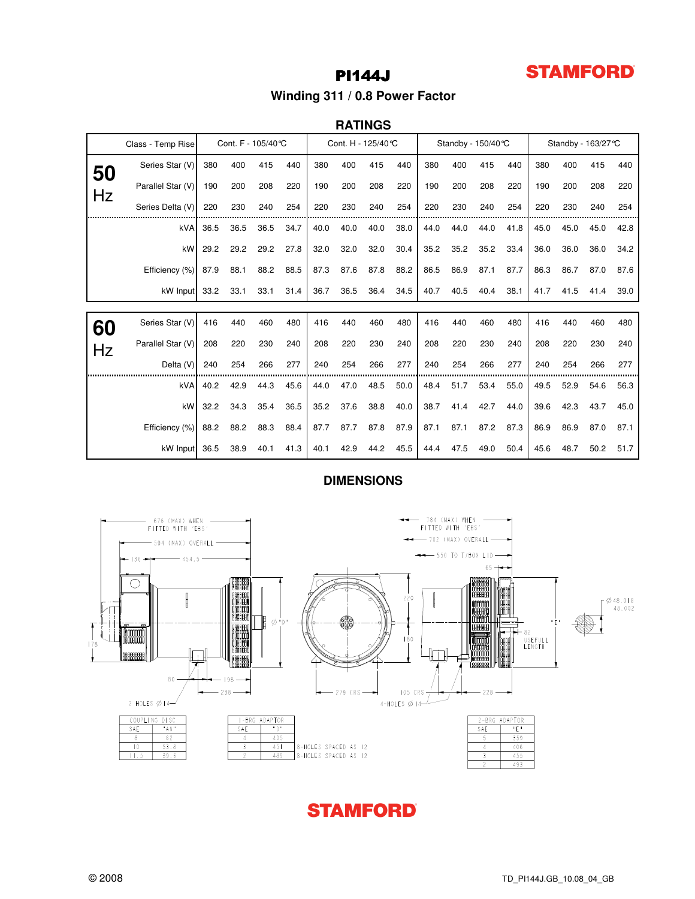# PI144J

**STAMFORD**

## Winding 311 / 0.8 Power Factor

### RATINGS

| | Class - Temp Rise | Cont. F - 105/40°C | | | | Cont. H - 125/40°C | | | | Standby - 150/40°C | | | | Standby - 163/27°C | | | |
|---|---|---|---|---|---|---|---|---|---|---|---|---|---|---|---|---|---|
| **50 Hz** | Series Star (V) | 380 | 400 | 415 | 440 | 380 | 400 | 415 | 440 | 380 | 400 | 415 | 440 | 380 | 400 | 415 | 440 |
| | Parallel Star (V) | 190 | 200 | 208 | 220 | 190 | 200 | 208 | 220 | 190 | 200 | 208 | 220 | 190 | 200 | 208 | 220 |
| | Series Delta (V) | 220 | 230 | 240 | 254 | 220 | 230 | 240 | 254 | 220 | 230 | 240 | 254 | 220 | 230 | 240 | 254 |
| | kVA | 36.5 | 36.5 | 36.5 | 34.7 | 40.0 | 40.0 | 40.0 | 38.0 | 44.0 | 44.0 | 44.0 | 41.8 | 45.0 | 45.0 | 45.0 | 42.8 |
| | kW | 29.2 | 29.2 | 29.2 | 27.8 | 32.0 | 32.0 | 32.0 | 30.4 | 35.2 | 35.2 | 35.2 | 33.4 | 36.0 | 36.0 | 36.0 | 34.2 |
| | Efficiency (%) | 87.9 | 88.1 | 88.2 | 88.5 | 87.3 | 87.6 | 87.8 | 88.2 | 86.5 | 86.9 | 87.1 | 87.7 | 86.3 | 86.7 | 87.0 | 87.6 |
| | kW Input | 33.2 | 33.1 | 33.1 | 31.4 | 36.7 | 36.5 | 36.4 | 34.5 | 40.7 | 40.5 | 40.4 | 38.1 | 41.7 | 41.5 | 41.4 | 39.0 |
| **60 Hz** | Series Star (V) | 416 | 440 | 460 | 480 | 416 | 440 | 460 | 480 | 416 | 440 | 460 | 480 | 416 | 440 | 460 | 480 |
| | Parallel Star (V) | 208 | 220 | 230 | 240 | 208 | 220 | 230 | 240 | 208 | 220 | 230 | 240 | 208 | 220 | 230 | 240 |
| | Delta (V) | 240 | 254 | 266 | 277 | 240 | 254 | 266 | 277 | 240 | 254 | 266 | 277 | 240 | 254 | 266 | 277 |
| | kVA | 40.2 | 42.9 | 44.3 | 45.6 | 44.0 | 47.0 | 48.5 | 50.0 | 48.4 | 51.7 | 53.4 | 55.0 | 49.5 | 52.9 | 54.6 | 56.3 |
| | kW | 32.2 | 34.3 | 35.4 | 36.5 | 35.2 | 37.6 | 38.8 | 40.0 | 38.7 | 41.4 | 42.7 | 44.0 | 39.6 | 42.3 | 43.7 | 45.0 |
| | Efficiency (%) | 88.2 | 88.2 | 88.3 | 88.4 | 87.7 | 87.7 | 87.8 | 87.9 | 87.1 | 87.1 | 87.2 | 87.3 | 86.9 | 86.9 | 87.0 | 87.1 |
| | kW Input | 36.5 | 38.9 | 40.1 | 41.3 | 40.1 | 42.9 | 44.2 | 45.5 | 44.4 | 47.5 | 49.0 | 50.4 | 45.6 | 48.7 | 50.2 | 51.7 |

### DIMENSIONS

676 (MAX) WHEN FITTED WITH 'EBS'
594 (MAX) OVERALL
136
454.5
Ø "D"
178
80
196
238
2 HOLES Ø14
784 (MAX) WHEN FITTED WITH 'EBS'
702 (MAX) OVERALL
550 TO T/BOX LID
65
220
180
279 CRS
105 CRS
4-HOLES Ø14
228
"E"
82 USEFULL LENGTH
Ø 48.018 / 48.002

| COUPLING DISC | |
|---|---|
| SAE | "AN" |
| 8 | 62 |
| 10 | 53.8 |
| 11.5 | 39.6 |

| 1-BRG ADAPTOR | | |
|---|---|---|
| SAE | "D" | |
| 4 | 405 | |
| 3 | 451 | 8-HOLES SPACED AS 12 |
| 2 | 489 | 8-HOLES SPACED AS 12 |

| 2-BRG ADAPTOR | |
|---|---|
| SAE | "E" |
| 5 | 359 |
| 4 | 406 |
| 3 | 455 |
| 2 | 493 |

**STAMFORD**

© 2008

TD_PI144J.GB_10.08_04_GB